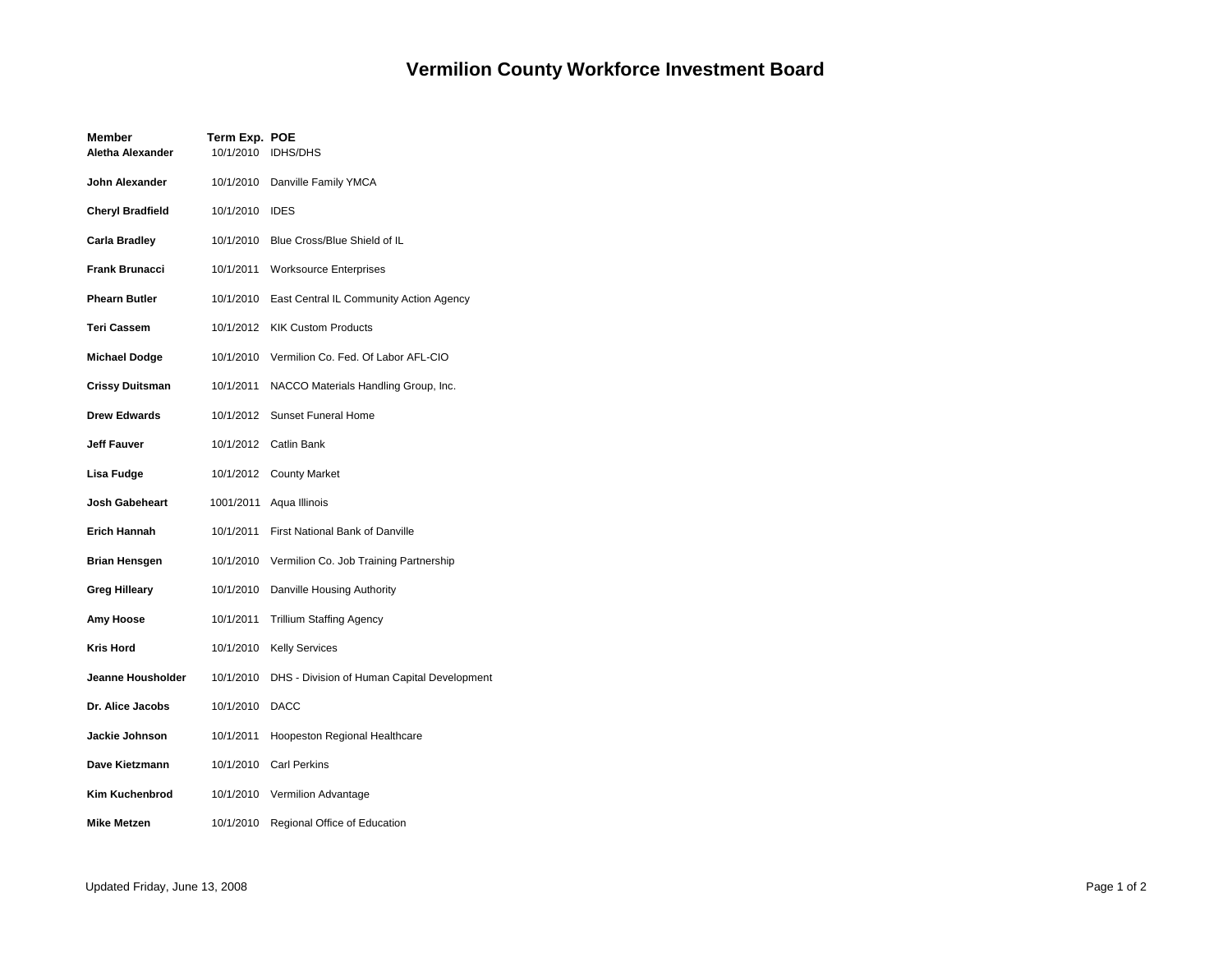# Vermilion County Workforce Investment Board

| Member | Term Exp. | POE |
|---|---|---|
| **Aletha Alexander** | 10/1/2010 | IDHS/DHS |
| **John Alexander** | 10/1/2010 | Danville Family YMCA |
| **Cheryl Bradfield** | 10/1/2010 | IDES |
| **Carla Bradley** | 10/1/2010 | Blue Cross/Blue Shield of IL |
| **Frank Brunacci** | 10/1/2011 | Worksource Enterprises |
| **Phearn Butler** | 10/1/2010 | East Central IL Community Action Agency |
| **Teri Cassem** | 10/1/2012 | KIK Custom Products |
| **Michael Dodge** | 10/1/2010 | Vermilion Co. Fed. Of Labor AFL-CIO |
| **Crissy Duitsman** | 10/1/2011 | NACCO Materials Handling Group, Inc. |
| **Drew Edwards** | 10/1/2012 | Sunset Funeral Home |
| **Jeff Fauver** | 10/1/2012 | Catlin Bank |
| **Lisa Fudge** | 10/1/2012 | County Market |
| **Josh Gabeheart** | 1001/2011 | Aqua Illinois |
| **Erich Hannah** | 10/1/2011 | First National Bank of Danville |
| **Brian Hensgen** | 10/1/2010 | Vermilion Co. Job Training Partnership |
| **Greg Hilleary** | 10/1/2010 | Danville Housing Authority |
| **Amy Hoose** | 10/1/2011 | Trillium Staffing Agency |
| **Kris Hord** | 10/1/2010 | Kelly Services |
| **Jeanne Housholder** | 10/1/2010 | DHS - Division of Human Capital Development |
| **Dr. Alice Jacobs** | 10/1/2010 | DACC |
| **Jackie Johnson** | 10/1/2011 | Hoopeston Regional Healthcare |
| **Dave Kietzmann** | 10/1/2010 | Carl Perkins |
| **Kim Kuchenbrod** | 10/1/2010 | Vermilion Advantage |
| **Mike Metzen** | 10/1/2010 | Regional Office of Education |

Updated Friday, June 13, 2008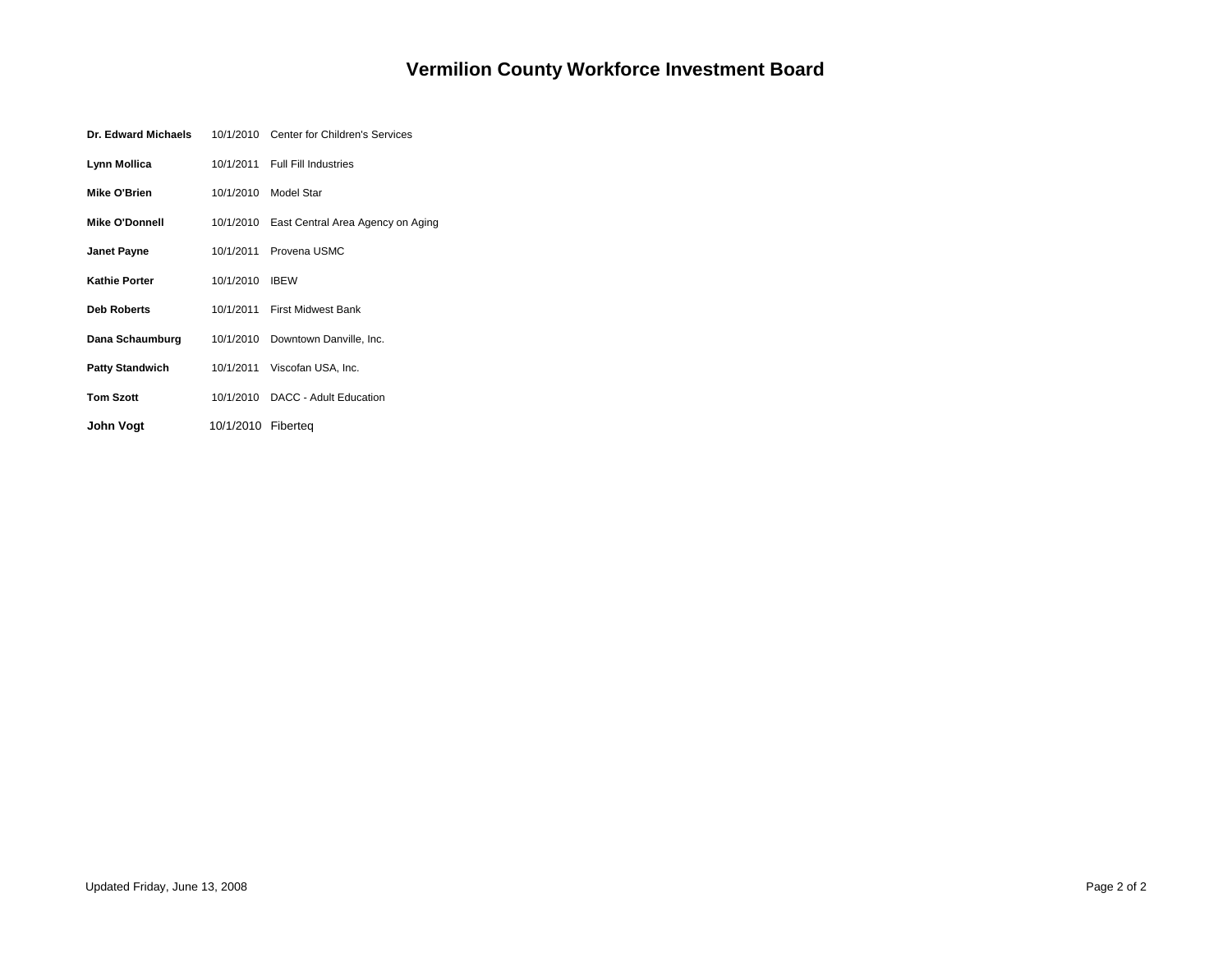# Vermilion County Workforce Investment Board

| | | |
|---|---|---|
| **Dr. Edward Michaels** | 10/1/2010 | Center for Children's Services |
| **Lynn Mollica** | 10/1/2011 | Full Fill Industries |
| **Mike O'Brien** | 10/1/2010 | Model Star |
| **Mike O'Donnell** | 10/1/2010 | East Central Area Agency on Aging |
| **Janet Payne** | 10/1/2011 | Provena USMC |
| **Kathie Porter** | 10/1/2010 | IBEW |
| **Deb Roberts** | 10/1/2011 | First Midwest Bank |
| **Dana Schaumburg** | 10/1/2010 | Downtown Danville, Inc. |
| **Patty Standwich** | 10/1/2011 | Viscofan USA, Inc. |
| **Tom Szott** | 10/1/2010 | DACC - Adult Education |
| **John Vogt** | 10/1/2010 | Fiberteq |

Updated Friday, June 13, 2008